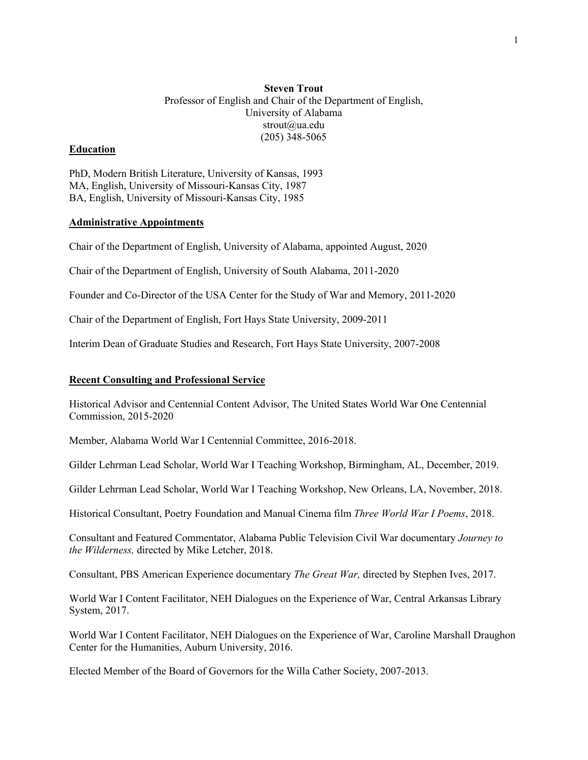**Steven Trout**

Professor of English and Chair of the Department of English,
University of Alabama
strout@ua.edu
(205) 348-5065

## Education

PhD, Modern British Literature, University of Kansas, 1993
MA, English, University of Missouri-Kansas City, 1987
BA, English, University of Missouri-Kansas City, 1985

## Administrative Appointments

Chair of the Department of English, University of Alabama, appointed August, 2020

Chair of the Department of English, University of South Alabama, 2011-2020

Founder and Co-Director of the USA Center for the Study of War and Memory, 2011-2020

Chair of the Department of English, Fort Hays State University, 2009-2011

Interim Dean of Graduate Studies and Research, Fort Hays State University, 2007-2008

## Recent Consulting and Professional Service

Historical Advisor and Centennial Content Advisor, The United States World War One Centennial Commission, 2015-2020

Member, Alabama World War I Centennial Committee, 2016-2018.

Gilder Lehrman Lead Scholar, World War I Teaching Workshop, Birmingham, AL, December, 2019.

Gilder Lehrman Lead Scholar, World War I Teaching Workshop, New Orleans, LA, November, 2018.

Historical Consultant, Poetry Foundation and Manual Cinema film *Three World War I Poems*, 2018.

Consultant and Featured Commentator, Alabama Public Television Civil War documentary *Journey to the Wilderness,* directed by Mike Letcher, 2018.

Consultant, PBS American Experience documentary *The Great War,* directed by Stephen Ives, 2017.

World War I Content Facilitator, NEH Dialogues on the Experience of War, Central Arkansas Library System, 2017.

World War I Content Facilitator, NEH Dialogues on the Experience of War, Caroline Marshall Draughon Center for the Humanities, Auburn University, 2016.

Elected Member of the Board of Governors for the Willa Cather Society, 2007-2013.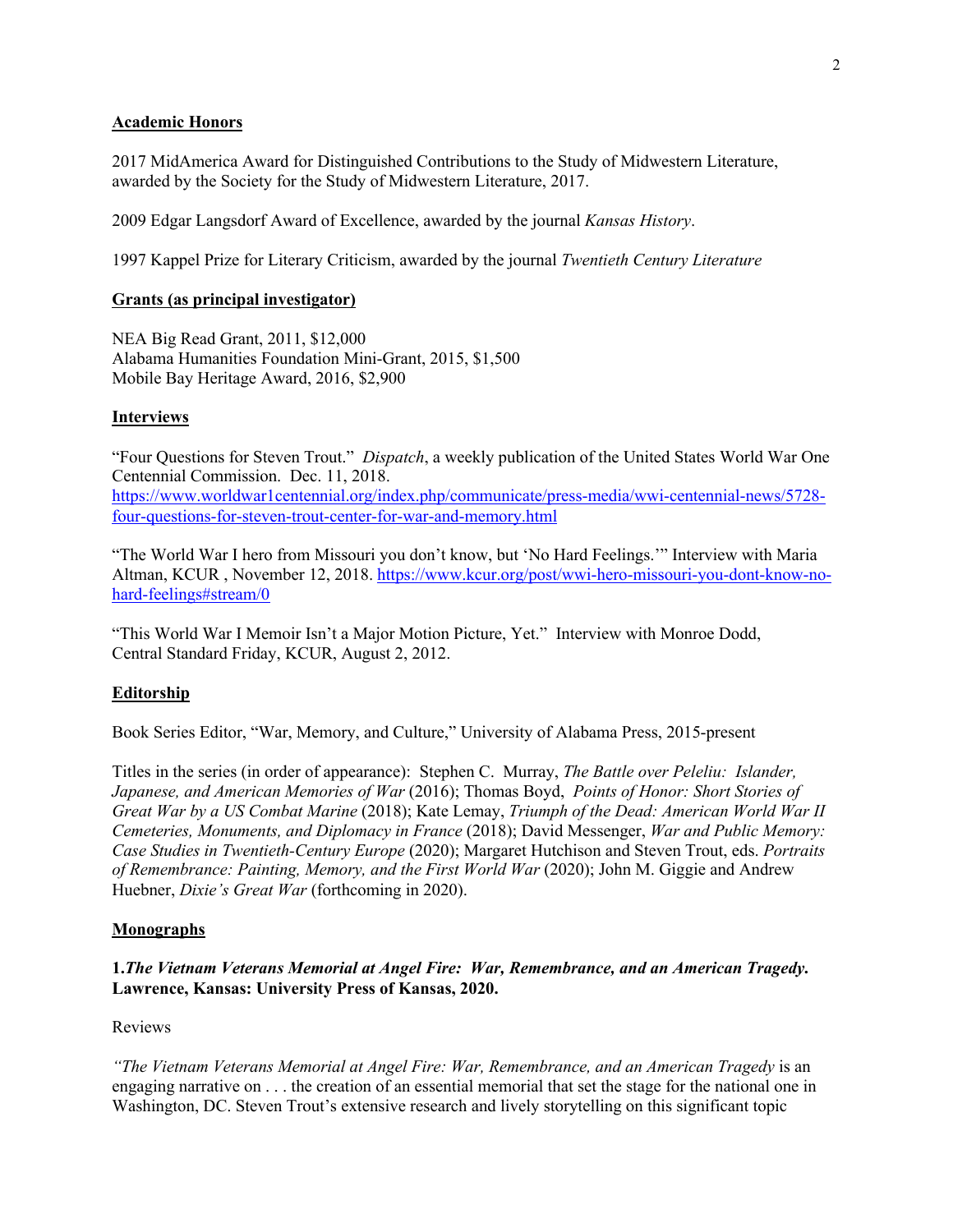## Academic Honors

2017 MidAmerica Award for Distinguished Contributions to the Study of Midwestern Literature, awarded by the Society for the Study of Midwestern Literature, 2017.

2009 Edgar Langsdorf Award of Excellence, awarded by the journal *Kansas History*.

1997 Kappel Prize for Literary Criticism, awarded by the journal *Twentieth Century Literature*

## Grants (as principal investigator)

NEA Big Read Grant, 2011, $12,000
Alabama Humanities Foundation Mini-Grant, 2015, $1,500
Mobile Bay Heritage Award, 2016, $2,900

## Interviews

"Four Questions for Steven Trout." *Dispatch*, a weekly publication of the United States World War One Centennial Commission. Dec. 11, 2018. https://www.worldwar1centennial.org/index.php/communicate/press-media/wwi-centennial-news/5728-four-questions-for-steven-trout-center-for-war-and-memory.html

"The World War I hero from Missouri you don't know, but 'No Hard Feelings.'" Interview with Maria Altman, KCUR , November 12, 2018. https://www.kcur.org/post/wwi-hero-missouri-you-dont-know-no-hard-feelings#stream/0

"This World War I Memoir Isn't a Major Motion Picture, Yet." Interview with Monroe Dodd, Central Standard Friday, KCUR, August 2, 2012.

## Editorship

Book Series Editor, "War, Memory, and Culture," University of Alabama Press, 2015-present

Titles in the series (in order of appearance): Stephen C. Murray, *The Battle over Peleliu: Islander, Japanese, and American Memories of War* (2016); Thomas Boyd, *Points of Honor: Short Stories of Great War by a US Combat Marine* (2018); Kate Lemay, *Triumph of the Dead: American World War II Cemeteries, Monuments, and Diplomacy in France* (2018); David Messenger, *War and Public Memory: Case Studies in Twentieth-Century Europe* (2020); Margaret Hutchison and Steven Trout, eds. *Portraits of Remembrance: Painting, Memory, and the First World War* (2020); John M. Giggie and Andrew Huebner, *Dixie's Great War* (forthcoming in 2020).

## Monographs

**1.*The Vietnam Veterans Memorial at Angel Fire: War, Remembrance, and an American Tragedy.* Lawrence, Kansas: University Press of Kansas, 2020.**

Reviews

*"The Vietnam Veterans Memorial at Angel Fire: War, Remembrance, and an American Tragedy* is an engaging narrative on . . . the creation of an essential memorial that set the stage for the national one in Washington, DC. Steven Trout's extensive research and lively storytelling on this significant topic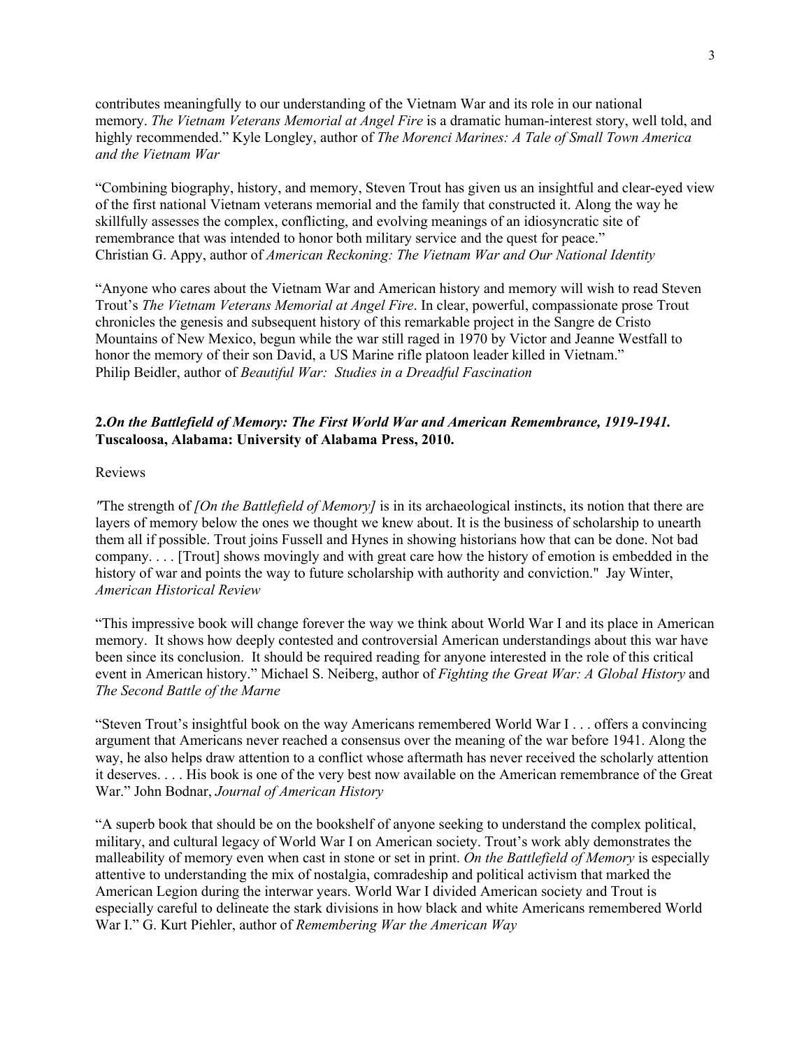contributes meaningfully to our understanding of the Vietnam War and its role in our national memory. *The Vietnam Veterans Memorial at Angel Fire* is a dramatic human-interest story, well told, and highly recommended." Kyle Longley, author of *The Morenci Marines: A Tale of Small Town America and the Vietnam War*

"Combining biography, history, and memory, Steven Trout has given us an insightful and clear-eyed view of the first national Vietnam veterans memorial and the family that constructed it. Along the way he skillfully assesses the complex, conflicting, and evolving meanings of an idiosyncratic site of remembrance that was intended to honor both military service and the quest for peace."
Christian G. Appy, author of *American Reckoning: The Vietnam War and Our National Identity*

"Anyone who cares about the Vietnam War and American history and memory will wish to read Steven Trout's *The Vietnam Veterans Memorial at Angel Fire*. In clear, powerful, compassionate prose Trout chronicles the genesis and subsequent history of this remarkable project in the Sangre de Cristo Mountains of New Mexico, begun while the war still raged in 1970 by Victor and Jeanne Westfall to honor the memory of their son David, a US Marine rifle platoon leader killed in Vietnam."
Philip Beidler, author of *Beautiful War: Studies in a Dreadful Fascination*

**2.*On the Battlefield of Memory: The First World War and American Remembrance, 1919-1941.* Tuscaloosa, Alabama: University of Alabama Press, 2010.**

Reviews

"The strength of *[On the Battlefield of Memory]* is in its archaeological instincts, its notion that there are layers of memory below the ones we thought we knew about. It is the business of scholarship to unearth them all if possible. Trout joins Fussell and Hynes in showing historians how that can be done. Not bad company. . . . [Trout] shows movingly and with great care how the history of emotion is embedded in the history of war and points the way to future scholarship with authority and conviction." Jay Winter, *American Historical Review*

"This impressive book will change forever the way we think about World War I and its place in American memory. It shows how deeply contested and controversial American understandings about this war have been since its conclusion. It should be required reading for anyone interested in the role of this critical event in American history." Michael S. Neiberg, author of *Fighting the Great War: A Global History* and *The Second Battle of the Marne*

"Steven Trout's insightful book on the way Americans remembered World War I . . . offers a convincing argument that Americans never reached a consensus over the meaning of the war before 1941. Along the way, he also helps draw attention to a conflict whose aftermath has never received the scholarly attention it deserves. . . . His book is one of the very best now available on the American remembrance of the Great War." John Bodnar, *Journal of American History*

"A superb book that should be on the bookshelf of anyone seeking to understand the complex political, military, and cultural legacy of World War I on American society. Trout's work ably demonstrates the malleability of memory even when cast in stone or set in print. *On the Battlefield of Memory* is especially attentive to understanding the mix of nostalgia, comradeship and political activism that marked the American Legion during the interwar years. World War I divided American society and Trout is especially careful to delineate the stark divisions in how black and white Americans remembered World War I." G. Kurt Piehler, author of *Remembering War the American Way*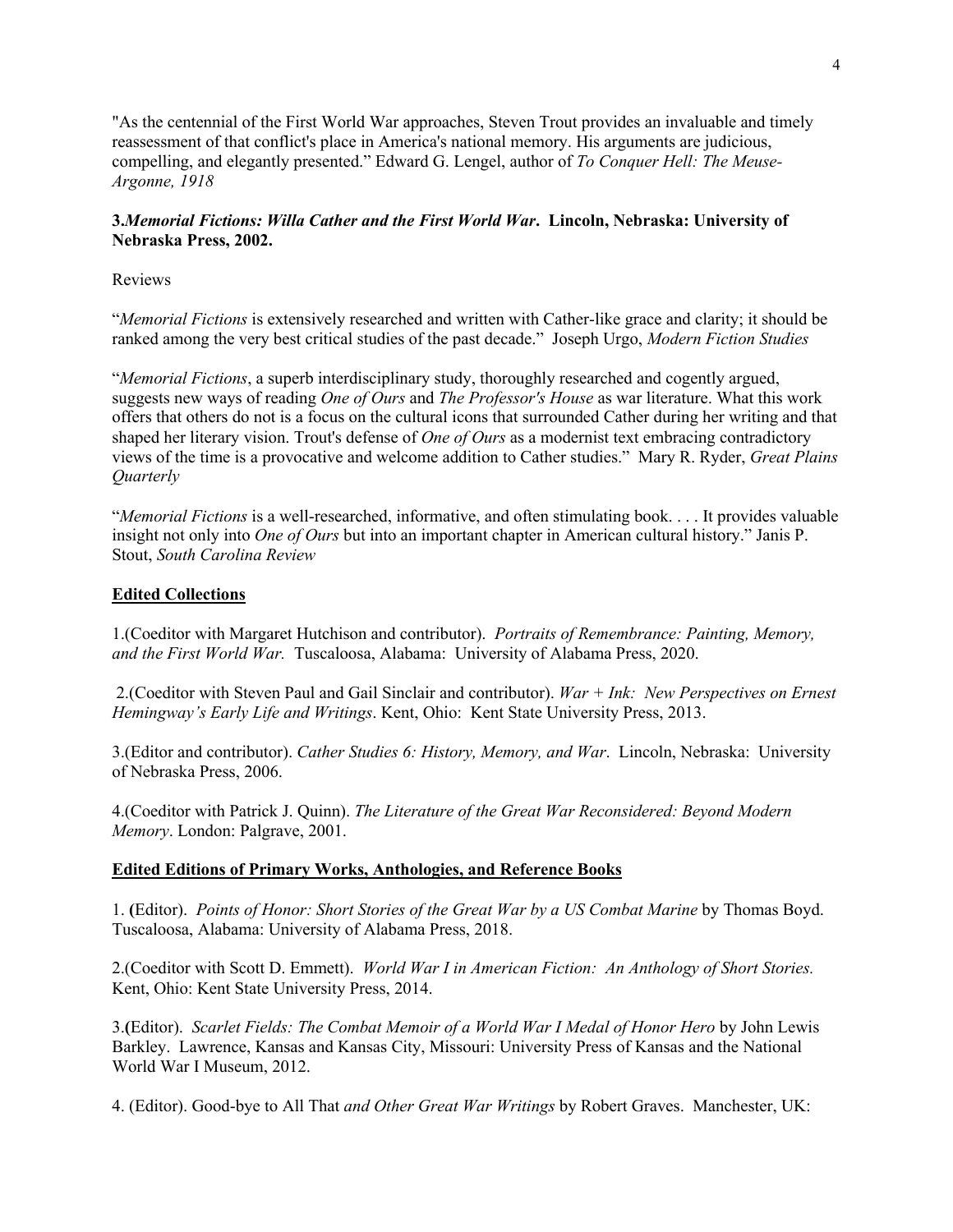"As the centennial of the First World War approaches, Steven Trout provides an invaluable and timely reassessment of that conflict's place in America's national memory. His arguments are judicious, compelling, and elegantly presented." Edward G. Lengel, author of *To Conquer Hell: The Meuse-Argonne, 1918*

**3.*Memorial Fictions: Willa Cather and the First World War*. Lincoln, Nebraska: University of Nebraska Press, 2002.**

Reviews

"*Memorial Fictions* is extensively researched and written with Cather-like grace and clarity; it should be ranked among the very best critical studies of the past decade." Joseph Urgo, *Modern Fiction Studies*

"*Memorial Fictions*, a superb interdisciplinary study, thoroughly researched and cogently argued, suggests new ways of reading *One of Ours* and *The Professor's House* as war literature. What this work offers that others do not is a focus on the cultural icons that surrounded Cather during her writing and that shaped her literary vision. Trout's defense of *One of Ours* as a modernist text embracing contradictory views of the time is a provocative and welcome addition to Cather studies." Mary R. Ryder, *Great Plains Quarterly*

"*Memorial Fictions* is a well-researched, informative, and often stimulating book. . . . It provides valuable insight not only into *One of Ours* but into an important chapter in American cultural history." Janis P. Stout, *South Carolina Review*

**Edited Collections**

1.(Coeditor with Margaret Hutchison and contributor). *Portraits of Remembrance: Painting, Memory, and the First World War.* Tuscaloosa, Alabama: University of Alabama Press, 2020.

2.(Coeditor with Steven Paul and Gail Sinclair and contributor). *War + Ink: New Perspectives on Ernest Hemingway's Early Life and Writings*. Kent, Ohio: Kent State University Press, 2013.

3.(Editor and contributor). *Cather Studies 6: History, Memory, and War*. Lincoln, Nebraska: University of Nebraska Press, 2006.

4.(Coeditor with Patrick J. Quinn). *The Literature of the Great War Reconsidered: Beyond Modern Memory*. London: Palgrave, 2001.

**Edited Editions of Primary Works, Anthologies, and Reference Books**

1. (Editor). *Points of Honor: Short Stories of the Great War by a US Combat Marine* by Thomas Boyd. Tuscaloosa, Alabama: University of Alabama Press, 2018.

2.(Coeditor with Scott D. Emmett). *World War I in American Fiction: An Anthology of Short Stories.* Kent, Ohio: Kent State University Press, 2014.

3.(Editor). *Scarlet Fields: The Combat Memoir of a World War I Medal of Honor Hero* by John Lewis Barkley. Lawrence, Kansas and Kansas City, Missouri: University Press of Kansas and the National World War I Museum, 2012.

4. (Editor). Good-bye to All That *and Other Great War Writings* by Robert Graves. Manchester, UK: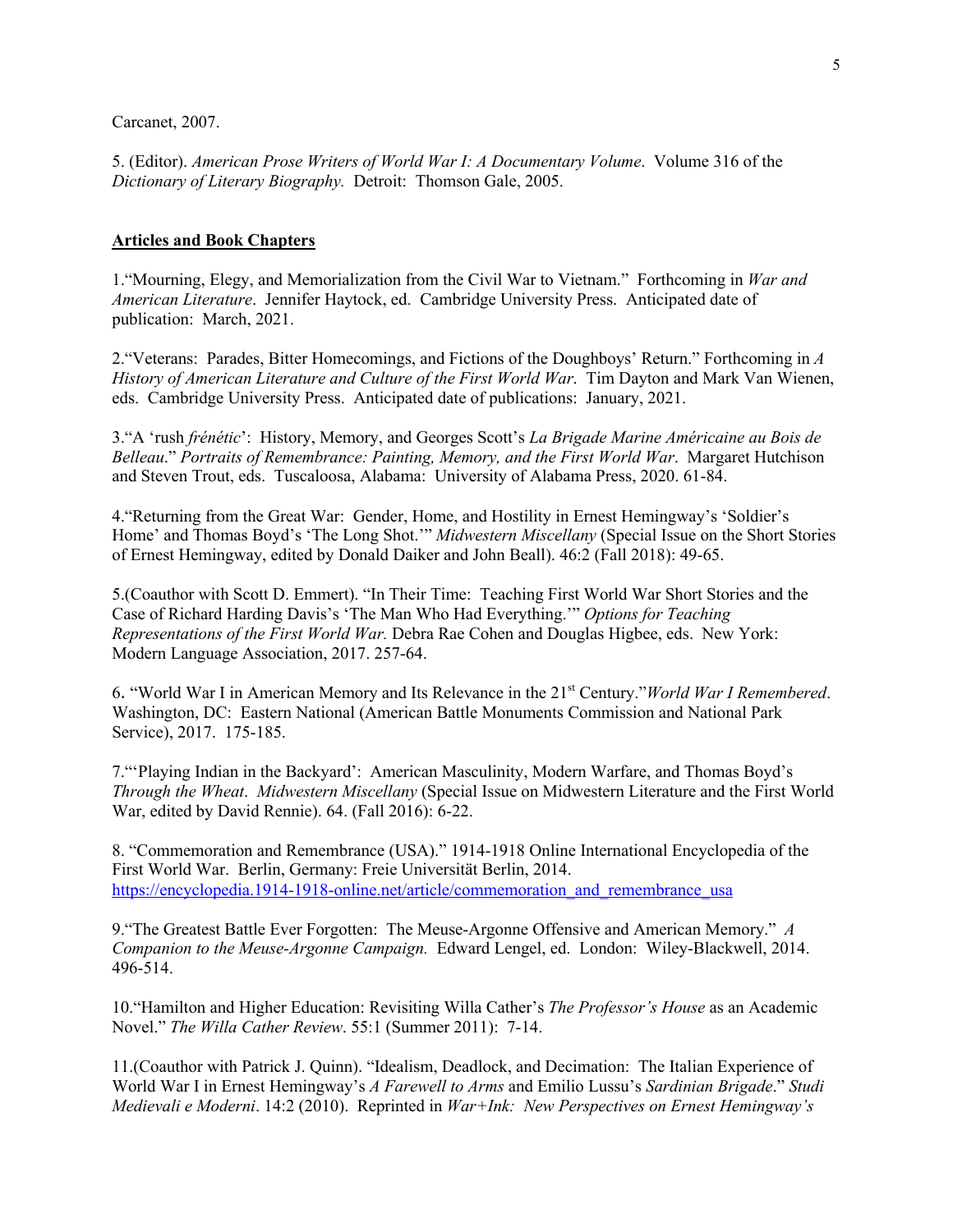Carcanet, 2007.

5. (Editor). *American Prose Writers of World War I: A Documentary Volume*. Volume 316 of the *Dictionary of Literary Biography.* Detroit: Thomson Gale, 2005.

**Articles and Book Chapters**

1.“Mourning, Elegy, and Memorialization from the Civil War to Vietnam.” Forthcoming in *War and American Literature*. Jennifer Haytock, ed. Cambridge University Press. Anticipated date of publication: March, 2021.

2.“Veterans: Parades, Bitter Homecomings, and Fictions of the Doughboys’ Return.” Forthcoming in *A History of American Literature and Culture of the First World War*. Tim Dayton and Mark Van Wienen, eds. Cambridge University Press. Anticipated date of publications: January, 2021.

3.“A ‘rush *frénétic*’: History, Memory, and Georges Scott’s *La Brigade Marine Américaine au Bois de Belleau*.” *Portraits of Remembrance: Painting, Memory, and the First World War*. Margaret Hutchison and Steven Trout, eds. Tuscaloosa, Alabama: University of Alabama Press, 2020. 61-84.

4.“Returning from the Great War: Gender, Home, and Hostility in Ernest Hemingway’s ‘Soldier’s Home’ and Thomas Boyd’s ‘The Long Shot.’” *Midwestern Miscellany* (Special Issue on the Short Stories of Ernest Hemingway, edited by Donald Daiker and John Beall). 46:2 (Fall 2018): 49-65.

5.(Coauthor with Scott D. Emmert). “In Their Time: Teaching First World War Short Stories and the Case of Richard Harding Davis’s ‘The Man Who Had Everything.’” *Options for Teaching Representations of the First World War.* Debra Rae Cohen and Douglas Higbee, eds. New York: Modern Language Association, 2017. 257-64.

6. “World War I in American Memory and Its Relevance in the 21st Century.”*World War I Remembered*. Washington, DC: Eastern National (American Battle Monuments Commission and National Park Service), 2017. 175-185.

7.“‘Playing Indian in the Backyard’: American Masculinity, Modern Warfare, and Thomas Boyd’s *Through the Wheat*. *Midwestern Miscellany* (Special Issue on Midwestern Literature and the First World War, edited by David Rennie). 64. (Fall 2016): 6-22.

8. “Commemoration and Remembrance (USA).” 1914-1918 Online International Encyclopedia of the First World War. Berlin, Germany: Freie Universität Berlin, 2014. https://encyclopedia.1914-1918-online.net/article/commemoration_and_remembrance_usa

9.“The Greatest Battle Ever Forgotten: The Meuse-Argonne Offensive and American Memory.” *A Companion to the Meuse-Argonne Campaign.* Edward Lengel, ed. London: Wiley-Blackwell, 2014. 496-514.

10.“Hamilton and Higher Education: Revisiting Willa Cather’s *The Professor’s House* as an Academic Novel.” *The Willa Cather Review*. 55:1 (Summer 2011): 7-14.

11.(Coauthor with Patrick J. Quinn). “Idealism, Deadlock, and Decimation: The Italian Experience of World War I in Ernest Hemingway’s *A Farewell to Arms* and Emilio Lussu’s *Sardinian Brigade*.” *Studi Medievali e Moderni*. 14:2 (2010). Reprinted in *War+Ink: New Perspectives on Ernest Hemingway’s*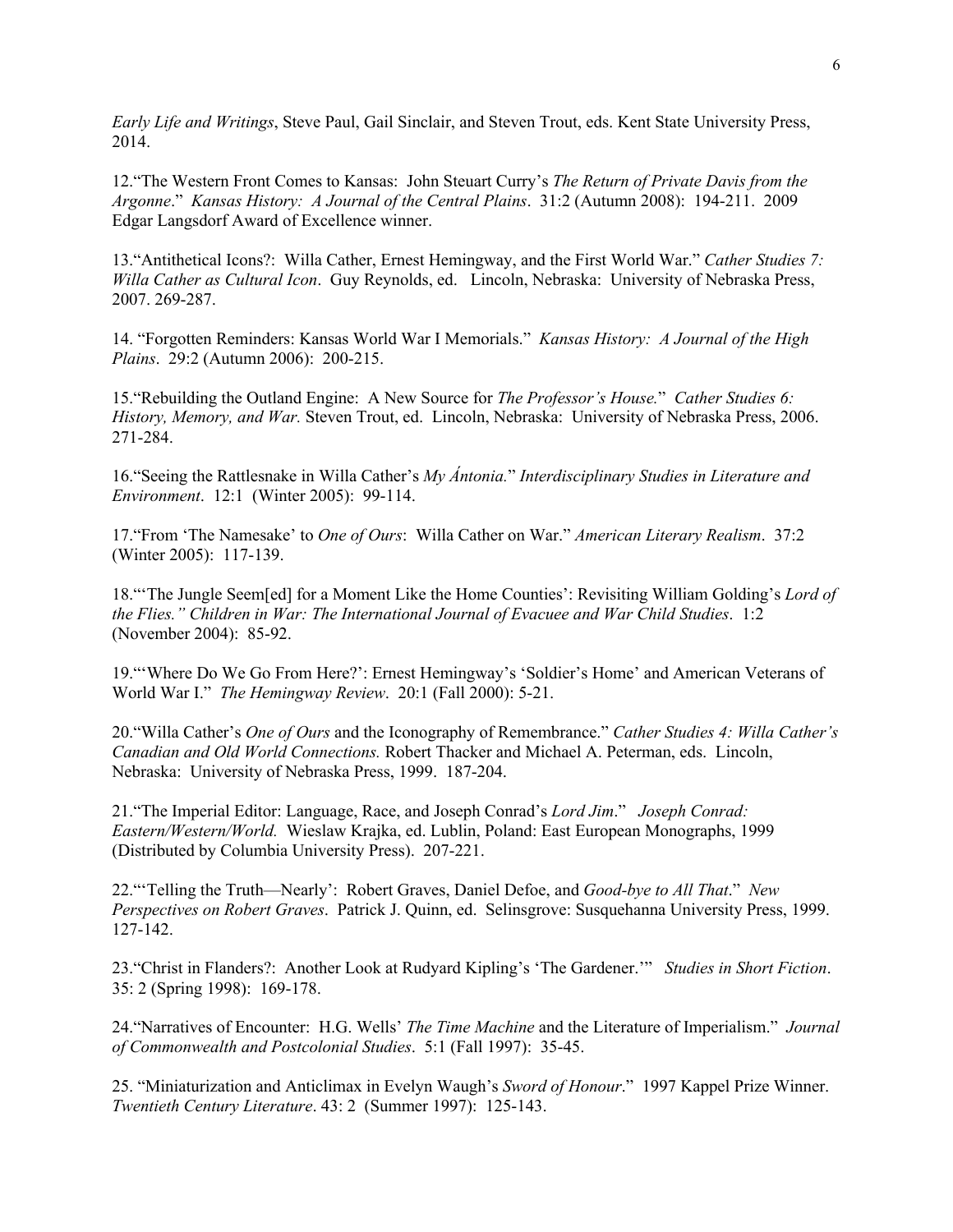*Early Life and Writings*, Steve Paul, Gail Sinclair, and Steven Trout, eds. Kent State University Press, 2014.

12.“The Western Front Comes to Kansas: John Steuart Curry’s *The Return of Private Davis from the Argonne*.” *Kansas History: A Journal of the Central Plains*. 31:2 (Autumn 2008): 194-211. 2009 Edgar Langsdorf Award of Excellence winner.

13.“Antithetical Icons?: Willa Cather, Ernest Hemingway, and the First World War.” *Cather Studies 7: Willa Cather as Cultural Icon*. Guy Reynolds, ed. Lincoln, Nebraska: University of Nebraska Press, 2007. 269-287.

14. “Forgotten Reminders: Kansas World War I Memorials.” *Kansas History: A Journal of the High Plains*. 29:2 (Autumn 2006): 200-215.

15.“Rebuilding the Outland Engine: A New Source for *The Professor’s House.*” *Cather Studies 6: History, Memory, and War.* Steven Trout, ed. Lincoln, Nebraska: University of Nebraska Press, 2006. 271-284.

16.“Seeing the Rattlesnake in Willa Cather’s *My Ántonia.*” *Interdisciplinary Studies in Literature and Environment*. 12:1 (Winter 2005): 99-114.

17.“From ‘The Namesake’ to *One of Ours*: Willa Cather on War.” *American Literary Realism*. 37:2 (Winter 2005): 117-139.

18.“‘The Jungle Seem[ed] for a Moment Like the Home Counties’: Revisiting William Golding’s *Lord of the Flies.” Children in War: The International Journal of Evacuee and War Child Studies*. 1:2 (November 2004): 85-92.

19.“‘Where Do We Go From Here?’: Ernest Hemingway’s ‘Soldier’s Home’ and American Veterans of World War I.” *The Hemingway Review*. 20:1 (Fall 2000): 5-21.

20.“Willa Cather’s *One of Ours* and the Iconography of Remembrance.” *Cather Studies 4: Willa Cather’s Canadian and Old World Connections.* Robert Thacker and Michael A. Peterman, eds. Lincoln, Nebraska: University of Nebraska Press, 1999. 187-204.

21.“The Imperial Editor: Language, Race, and Joseph Conrad’s *Lord Jim*.” *Joseph Conrad: Eastern/Western/World.* Wieslaw Krajka, ed. Lublin, Poland: East European Monographs, 1999 (Distributed by Columbia University Press). 207-221.

22.“‘Telling the Truth—Nearly’: Robert Graves, Daniel Defoe, and *Good-bye to All That*.” *New Perspectives on Robert Graves*. Patrick J. Quinn, ed. Selinsgrove: Susquehanna University Press, 1999. 127-142.

23.“Christ in Flanders?: Another Look at Rudyard Kipling’s ‘The Gardener.’” *Studies in Short Fiction*. 35: 2 (Spring 1998): 169-178.

24.“Narratives of Encounter: H.G. Wells’ *The Time Machine* and the Literature of Imperialism.” *Journal of Commonwealth and Postcolonial Studies*. 5:1 (Fall 1997): 35-45.

25. “Miniaturization and Anticlimax in Evelyn Waugh’s *Sword of Honour*.” 1997 Kappel Prize Winner. *Twentieth Century Literature*. 43: 2 (Summer 1997): 125-143.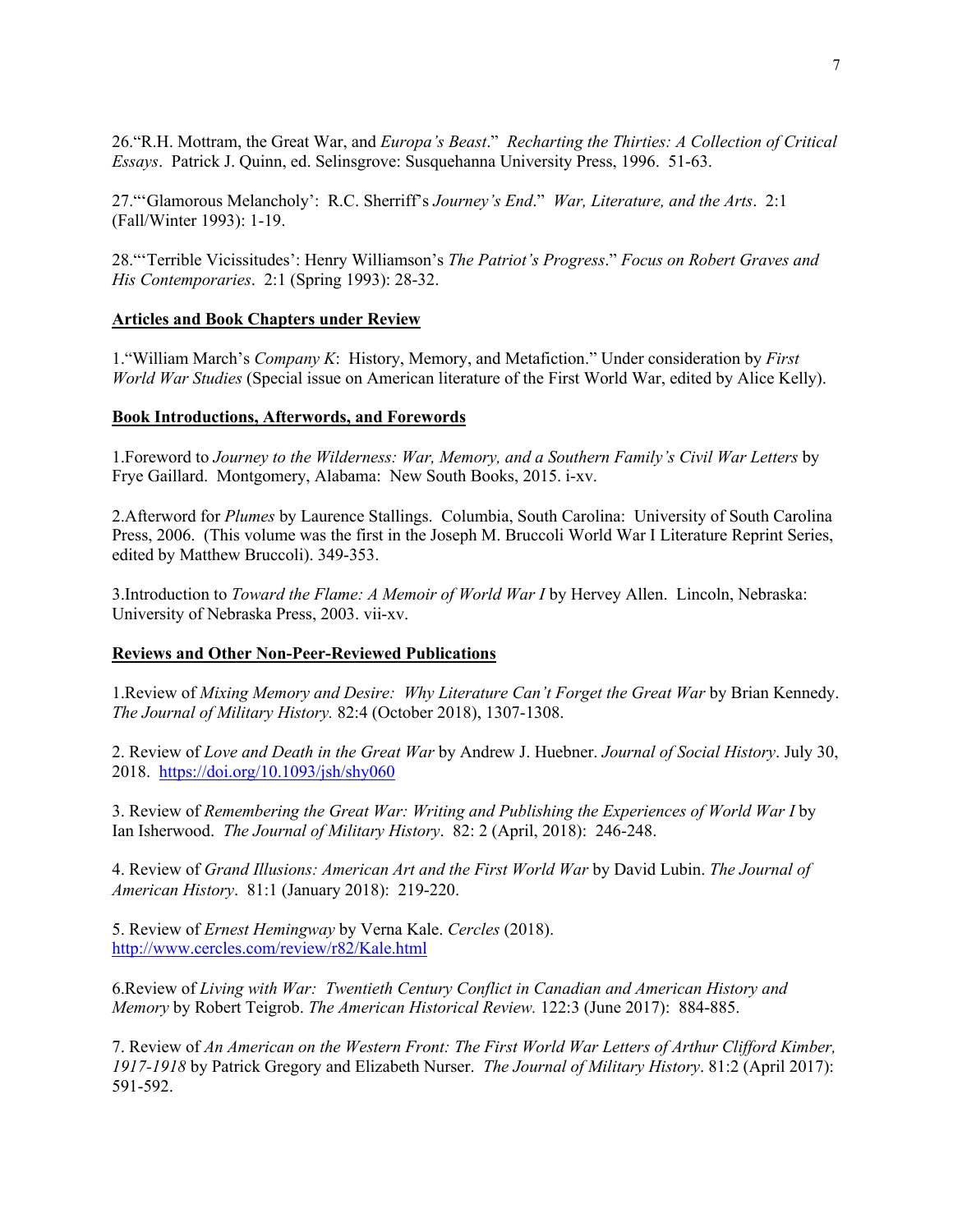26.“R.H. Mottram, the Great War, and *Europa's Beast*.” *Recharting the Thirties: A Collection of Critical Essays*. Patrick J. Quinn, ed. Selinsgrove: Susquehanna University Press, 1996. 51-63.

27.“‘Glamorous Melancholy’: R.C. Sherriff's *Journey's End*.” *War, Literature, and the Arts*. 2:1 (Fall/Winter 1993): 1-19.

28.“‘Terrible Vicissitudes’: Henry Williamson's *The Patriot's Progress*.” *Focus on Robert Graves and His Contemporaries*. 2:1 (Spring 1993): 28-32.

**Articles and Book Chapters under Review**

1.“William March's *Company K*: History, Memory, and Metafiction.” Under consideration by *First World War Studies* (Special issue on American literature of the First World War, edited by Alice Kelly).

**Book Introductions, Afterwords, and Forewords**

1.Foreword to *Journey to the Wilderness: War, Memory, and a Southern Family's Civil War Letters* by Frye Gaillard. Montgomery, Alabama: New South Books, 2015. i-xv.

2.Afterword for *Plumes* by Laurence Stallings. Columbia, South Carolina: University of South Carolina Press, 2006. (This volume was the first in the Joseph M. Bruccoli World War I Literature Reprint Series, edited by Matthew Bruccoli). 349-353.

3.Introduction to *Toward the Flame: A Memoir of World War I* by Hervey Allen. Lincoln, Nebraska: University of Nebraska Press, 2003. vii-xv.

**Reviews and Other Non-Peer-Reviewed Publications**

1.Review of *Mixing Memory and Desire: Why Literature Can't Forget the Great War* by Brian Kennedy. *The Journal of Military History.* 82:4 (October 2018), 1307-1308.

2. Review of *Love and Death in the Great War* by Andrew J. Huebner. *Journal of Social History*. July 30, 2018. https://doi.org/10.1093/jsh/shy060

3. Review of *Remembering the Great War: Writing and Publishing the Experiences of World War I* by Ian Isherwood. *The Journal of Military History*. 82: 2 (April, 2018): 246-248.

4. Review of *Grand Illusions: American Art and the First World War* by David Lubin. *The Journal of American History*. 81:1 (January 2018): 219-220.

5. Review of *Ernest Hemingway* by Verna Kale. *Cercles* (2018). http://www.cercles.com/review/r82/Kale.html

6.Review of *Living with War: Twentieth Century Conflict in Canadian and American History and Memory* by Robert Teigrob. *The American Historical Review.* 122:3 (June 2017): 884-885.

7. Review of *An American on the Western Front: The First World War Letters of Arthur Clifford Kimber, 1917-1918* by Patrick Gregory and Elizabeth Nurser. *The Journal of Military History*. 81:2 (April 2017): 591-592.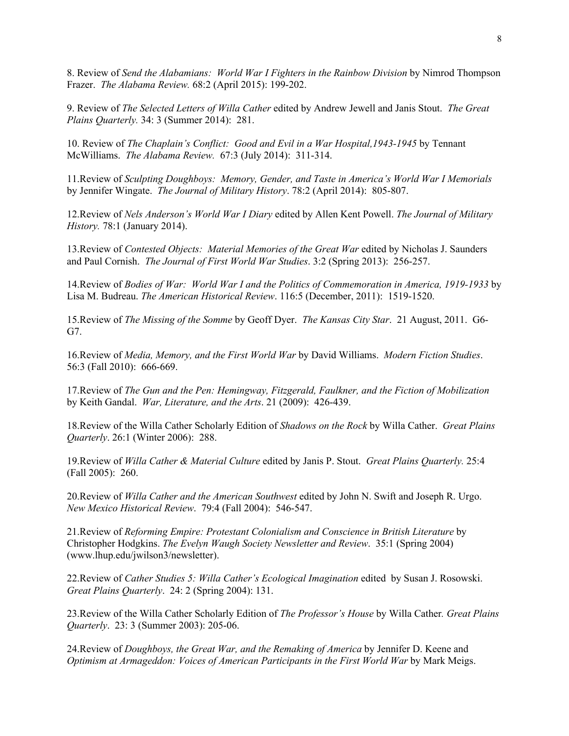8. Review of *Send the Alabamians: World War I Fighters in the Rainbow Division* by Nimrod Thompson Frazer. *The Alabama Review.* 68:2 (April 2015): 199-202.

9. Review of *The Selected Letters of Willa Cather* edited by Andrew Jewell and Janis Stout. *The Great Plains Quarterly.* 34: 3 (Summer 2014): 281.

10. Review of *The Chaplain's Conflict: Good and Evil in a War Hospital,1943-1945* by Tennant McWilliams. *The Alabama Review.* 67:3 (July 2014): 311-314.

11.Review of *Sculpting Doughboys: Memory, Gender, and Taste in America's World War I Memorials* by Jennifer Wingate. *The Journal of Military History*. 78:2 (April 2014): 805-807.

12.Review of *Nels Anderson's World War I Diary* edited by Allen Kent Powell. *The Journal of Military History.* 78:1 (January 2014).

13.Review of *Contested Objects: Material Memories of the Great War* edited by Nicholas J. Saunders and Paul Cornish. *The Journal of First World War Studies*. 3:2 (Spring 2013): 256-257.

14.Review of *Bodies of War: World War I and the Politics of Commemoration in America, 1919-1933* by Lisa M. Budreau. *The American Historical Review*. 116:5 (December, 2011): 1519-1520.

15.Review of *The Missing of the Somme* by Geoff Dyer. *The Kansas City Star*. 21 August, 2011. G6-G7.

16.Review of *Media, Memory, and the First World War* by David Williams. *Modern Fiction Studies*. 56:3 (Fall 2010): 666-669.

17.Review of *The Gun and the Pen: Hemingway, Fitzgerald, Faulkner, and the Fiction of Mobilization* by Keith Gandal. *War, Literature, and the Arts*. 21 (2009): 426-439.

18.Review of the Willa Cather Scholarly Edition of *Shadows on the Rock* by Willa Cather. *Great Plains Quarterly*. 26:1 (Winter 2006): 288.

19.Review of *Willa Cather & Material Culture* edited by Janis P. Stout. *Great Plains Quarterly.* 25:4 (Fall 2005): 260.

20.Review of *Willa Cather and the American Southwest* edited by John N. Swift and Joseph R. Urgo. *New Mexico Historical Review*. 79:4 (Fall 2004): 546-547.

21.Review of *Reforming Empire: Protestant Colonialism and Conscience in British Literature* by Christopher Hodgkins. *The Evelyn Waugh Society Newsletter and Review*. 35:1 (Spring 2004) (www.lhup.edu/jwilson3/newsletter).

22.Review of *Cather Studies 5: Willa Cather's Ecological Imagination* edited by Susan J. Rosowski. *Great Plains Quarterly*. 24: 2 (Spring 2004): 131.

23.Review of the Willa Cather Scholarly Edition of *The Professor's House* by Willa Cather*. Great Plains Quarterly*. 23: 3 (Summer 2003): 205-06.

24.Review of *Doughboys, the Great War, and the Remaking of America* by Jennifer D. Keene and *Optimism at Armageddon: Voices of American Participants in the First World War* by Mark Meigs.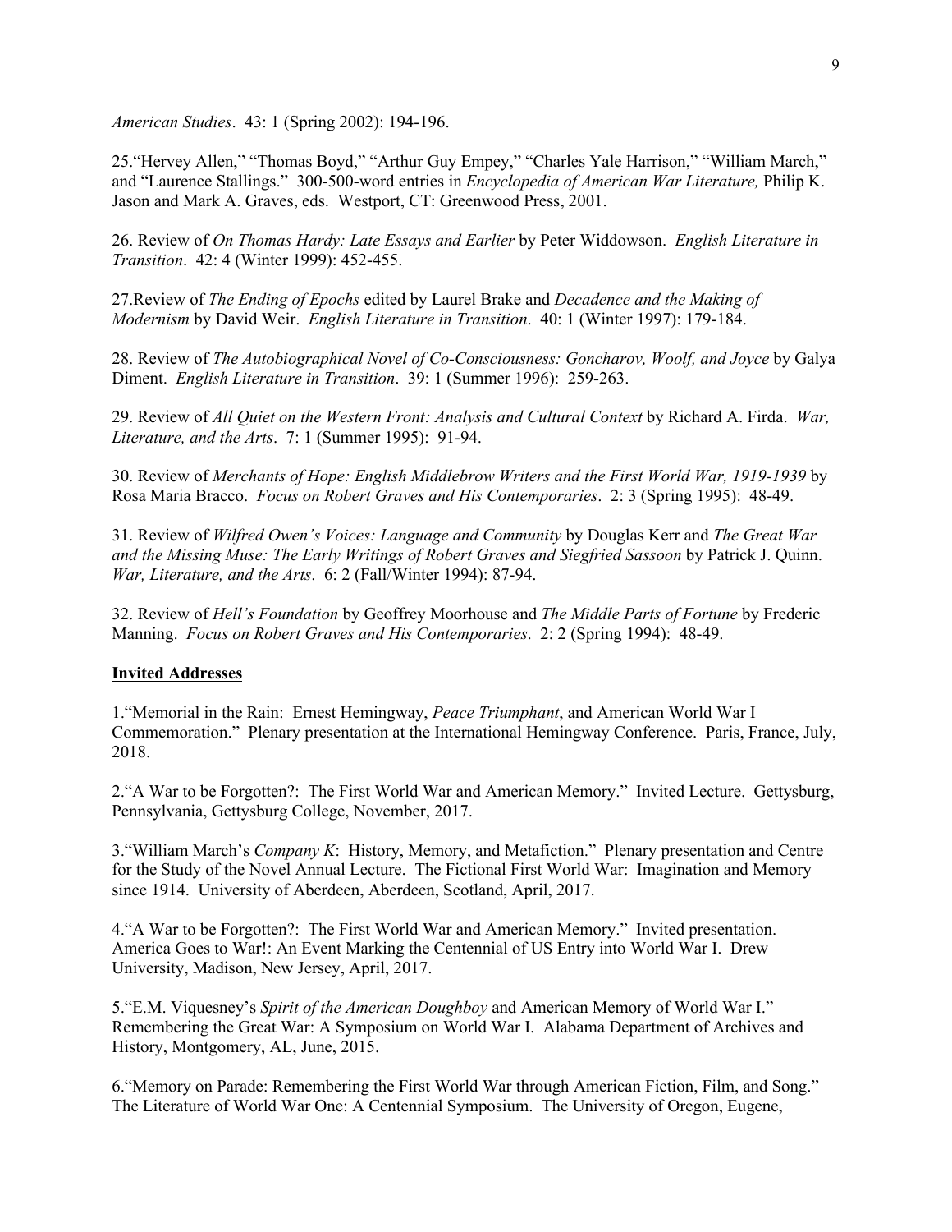*American Studies*. 43: 1 (Spring 2002): 194-196.

25.“Hervey Allen,” “Thomas Boyd,” “Arthur Guy Empey,” “Charles Yale Harrison,” “William March,” and “Laurence Stallings.” 300-500-word entries in *Encyclopedia of American War Literature,* Philip K. Jason and Mark A. Graves, eds. Westport, CT: Greenwood Press, 2001.

26. Review of *On Thomas Hardy: Late Essays and Earlier* by Peter Widdowson. *English Literature in Transition*. 42: 4 (Winter 1999): 452-455.

27.Review of *The Ending of Epochs* edited by Laurel Brake and *Decadence and the Making of Modernism* by David Weir. *English Literature in Transition*. 40: 1 (Winter 1997): 179-184.

28. Review of *The Autobiographical Novel of Co-Consciousness: Goncharov, Woolf, and Joyce* by Galya Diment. *English Literature in Transition*. 39: 1 (Summer 1996): 259-263.

29. Review of *All Quiet on the Western Front: Analysis and Cultural Context* by Richard A. Firda. *War, Literature, and the Arts*. 7: 1 (Summer 1995): 91-94.

30. Review of *Merchants of Hope: English Middlebrow Writers and the First World War, 1919-1939* by Rosa Maria Bracco. *Focus on Robert Graves and His Contemporaries*. 2: 3 (Spring 1995): 48-49.

31. Review of *Wilfred Owen’s Voices: Language and Community* by Douglas Kerr and *The Great War and the Missing Muse: The Early Writings of Robert Graves and Siegfried Sassoon* by Patrick J. Quinn. *War, Literature, and the Arts*. 6: 2 (Fall/Winter 1994): 87-94.

32. Review of *Hell’s Foundation* by Geoffrey Moorhouse and *The Middle Parts of Fortune* by Frederic Manning. *Focus on Robert Graves and His Contemporaries*. 2: 2 (Spring 1994): 48-49.

## Invited Addresses

1.“Memorial in the Rain: Ernest Hemingway, *Peace Triumphant*, and American World War I Commemoration.” Plenary presentation at the International Hemingway Conference. Paris, France, July, 2018.

2.“A War to be Forgotten?: The First World War and American Memory.” Invited Lecture. Gettysburg, Pennsylvania, Gettysburg College, November, 2017.

3.“William March’s *Company K*: History, Memory, and Metafiction.” Plenary presentation and Centre for the Study of the Novel Annual Lecture. The Fictional First World War: Imagination and Memory since 1914. University of Aberdeen, Aberdeen, Scotland, April, 2017.

4.“A War to be Forgotten?: The First World War and American Memory.” Invited presentation. America Goes to War!: An Event Marking the Centennial of US Entry into World War I. Drew University, Madison, New Jersey, April, 2017.

5.“E.M. Viquesney’s *Spirit of the American Doughboy* and American Memory of World War I.” Remembering the Great War: A Symposium on World War I. Alabama Department of Archives and History, Montgomery, AL, June, 2015.

6.“Memory on Parade: Remembering the First World War through American Fiction, Film, and Song.” The Literature of World War One: A Centennial Symposium. The University of Oregon, Eugene,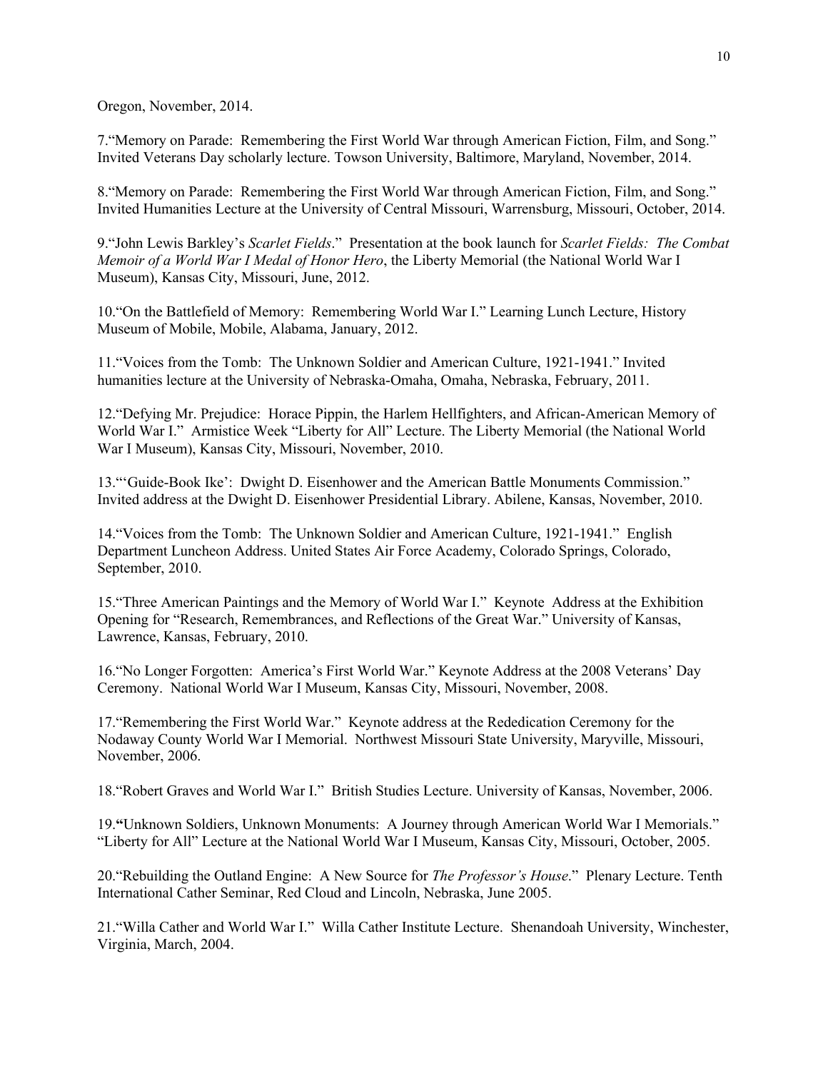Oregon, November, 2014.

7.“Memory on Parade: Remembering the First World War through American Fiction, Film, and Song.” Invited Veterans Day scholarly lecture. Towson University, Baltimore, Maryland, November, 2014.

8.“Memory on Parade: Remembering the First World War through American Fiction, Film, and Song.” Invited Humanities Lecture at the University of Central Missouri, Warrensburg, Missouri, October, 2014.

9.“John Lewis Barkley’s *Scarlet Fields*.” Presentation at the book launch for *Scarlet Fields: The Combat Memoir of a World War I Medal of Honor Hero*, the Liberty Memorial (the National World War I Museum), Kansas City, Missouri, June, 2012.

10.“On the Battlefield of Memory: Remembering World War I.” Learning Lunch Lecture, History Museum of Mobile, Mobile, Alabama, January, 2012.

11.“Voices from the Tomb: The Unknown Soldier and American Culture, 1921-1941.” Invited humanities lecture at the University of Nebraska-Omaha, Omaha, Nebraska, February, 2011.

12.“Defying Mr. Prejudice: Horace Pippin, the Harlem Hellfighters, and African-American Memory of World War I.” Armistice Week “Liberty for All” Lecture. The Liberty Memorial (the National World War I Museum), Kansas City, Missouri, November, 2010.

13.“‘Guide-Book Ike’: Dwight D. Eisenhower and the American Battle Monuments Commission.” Invited address at the Dwight D. Eisenhower Presidential Library. Abilene, Kansas, November, 2010.

14.“Voices from the Tomb: The Unknown Soldier and American Culture, 1921-1941.” English Department Luncheon Address. United States Air Force Academy, Colorado Springs, Colorado, September, 2010.

15.“Three American Paintings and the Memory of World War I.” Keynote Address at the Exhibition Opening for “Research, Remembrances, and Reflections of the Great War.” University of Kansas, Lawrence, Kansas, February, 2010.

16.“No Longer Forgotten: America’s First World War.” Keynote Address at the 2008 Veterans’ Day Ceremony. National World War I Museum, Kansas City, Missouri, November, 2008.

17.“Remembering the First World War.” Keynote address at the Rededication Ceremony for the Nodaway County World War I Memorial. Northwest Missouri State University, Maryville, Missouri, November, 2006.

18.“Robert Graves and World War I.” British Studies Lecture. University of Kansas, November, 2006.

19.**“**Unknown Soldiers, Unknown Monuments: A Journey through American World War I Memorials.” “Liberty for All” Lecture at the National World War I Museum, Kansas City, Missouri, October, 2005.

20.“Rebuilding the Outland Engine: A New Source for *The Professor’s House*.” Plenary Lecture. Tenth International Cather Seminar, Red Cloud and Lincoln, Nebraska, June 2005.

21.“Willa Cather and World War I.” Willa Cather Institute Lecture. Shenandoah University, Winchester, Virginia, March, 2004.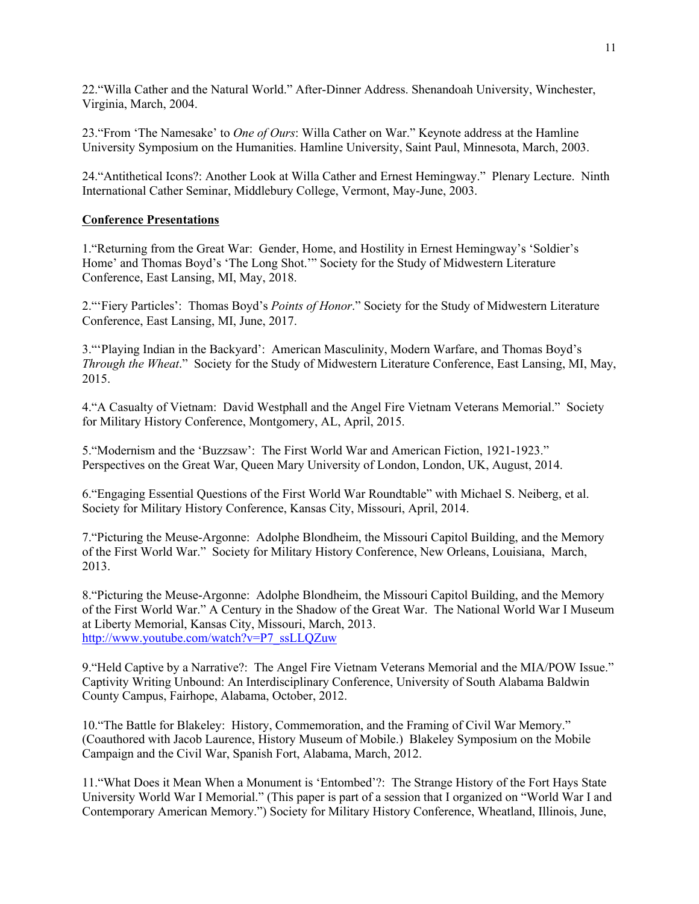22.“Willa Cather and the Natural World.” After-Dinner Address. Shenandoah University, Winchester, Virginia, March, 2004.

23.“From ‘The Namesake’ to *One of Ours*: Willa Cather on War.” Keynote address at the Hamline University Symposium on the Humanities. Hamline University, Saint Paul, Minnesota, March, 2003.

24.“Antithetical Icons?: Another Look at Willa Cather and Ernest Hemingway.” Plenary Lecture. Ninth International Cather Seminar, Middlebury College, Vermont, May-June, 2003.

**Conference Presentations**

1.“Returning from the Great War: Gender, Home, and Hostility in Ernest Hemingway’s ‘Soldier’s Home’ and Thomas Boyd’s ‘The Long Shot.’” Society for the Study of Midwestern Literature Conference, East Lansing, MI, May, 2018.

2.“‘Fiery Particles’: Thomas Boyd’s *Points of Honor*.” Society for the Study of Midwestern Literature Conference, East Lansing, MI, June, 2017.

3.“‘Playing Indian in the Backyard’: American Masculinity, Modern Warfare, and Thomas Boyd’s *Through the Wheat*.” Society for the Study of Midwestern Literature Conference, East Lansing, MI, May, 2015.

4.“A Casualty of Vietnam: David Westphall and the Angel Fire Vietnam Veterans Memorial.” Society for Military History Conference, Montgomery, AL, April, 2015.

5.“Modernism and the ‘Buzzsaw’: The First World War and American Fiction, 1921-1923.” Perspectives on the Great War, Queen Mary University of London, London, UK, August, 2014.

6.“Engaging Essential Questions of the First World War Roundtable” with Michael S. Neiberg, et al. Society for Military History Conference, Kansas City, Missouri, April, 2014.

7.“Picturing the Meuse-Argonne: Adolphe Blondheim, the Missouri Capitol Building, and the Memory of the First World War.” Society for Military History Conference, New Orleans, Louisiana, March, 2013.

8.“Picturing the Meuse-Argonne: Adolphe Blondheim, the Missouri Capitol Building, and the Memory of the First World War.” A Century in the Shadow of the Great War. The National World War I Museum at Liberty Memorial, Kansas City, Missouri, March, 2013. http://www.youtube.com/watch?v=P7_ssLLQZuw

9.“Held Captive by a Narrative?: The Angel Fire Vietnam Veterans Memorial and the MIA/POW Issue.” Captivity Writing Unbound: An Interdisciplinary Conference, University of South Alabama Baldwin County Campus, Fairhope, Alabama, October, 2012.

10.“The Battle for Blakeley: History, Commemoration, and the Framing of Civil War Memory.” (Coauthored with Jacob Laurence, History Museum of Mobile.) Blakeley Symposium on the Mobile Campaign and the Civil War, Spanish Fort, Alabama, March, 2012.

11.“What Does it Mean When a Monument is ‘Entombed’?: The Strange History of the Fort Hays State University World War I Memorial.” (This paper is part of a session that I organized on “World War I and Contemporary American Memory.”) Society for Military History Conference, Wheatland, Illinois, June,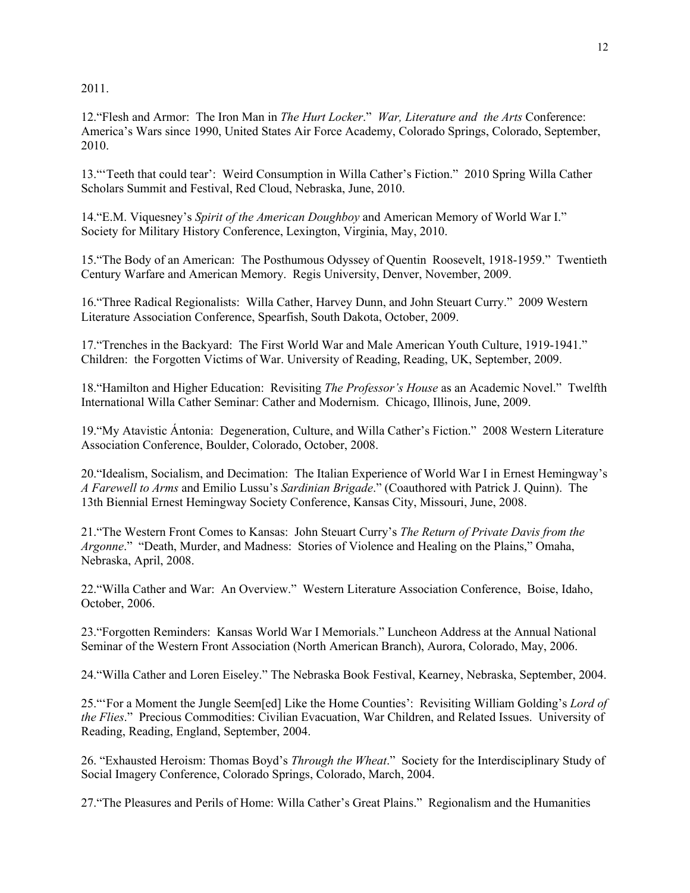2011.

12.“Flesh and Armor: The Iron Man in *The Hurt Locker*.” *War, Literature and the Arts* Conference: America’s Wars since 1990, United States Air Force Academy, Colorado Springs, Colorado, September, 2010.

13.“‘Teeth that could tear’: Weird Consumption in Willa Cather’s Fiction.” 2010 Spring Willa Cather Scholars Summit and Festival, Red Cloud, Nebraska, June, 2010.

14.“E.M. Viquesney’s *Spirit of the American Doughboy* and American Memory of World War I.” Society for Military History Conference, Lexington, Virginia, May, 2010.

15.“The Body of an American: The Posthumous Odyssey of Quentin Roosevelt, 1918-1959.” Twentieth Century Warfare and American Memory. Regis University, Denver, November, 2009.

16.“Three Radical Regionalists: Willa Cather, Harvey Dunn, and John Steuart Curry.” 2009 Western Literature Association Conference, Spearfish, South Dakota, October, 2009.

17.“Trenches in the Backyard: The First World War and Male American Youth Culture, 1919-1941.” Children: the Forgotten Victims of War. University of Reading, Reading, UK, September, 2009.

18.“Hamilton and Higher Education: Revisiting *The Professor’s House* as an Academic Novel.” Twelfth International Willa Cather Seminar: Cather and Modernism. Chicago, Illinois, June, 2009.

19.“My Atavistic Ántonia: Degeneration, Culture, and Willa Cather’s Fiction.” 2008 Western Literature Association Conference, Boulder, Colorado, October, 2008.

20.“Idealism, Socialism, and Decimation: The Italian Experience of World War I in Ernest Hemingway’s *A Farewell to Arms* and Emilio Lussu’s *Sardinian Brigade*.” (Coauthored with Patrick J. Quinn). The 13th Biennial Ernest Hemingway Society Conference, Kansas City, Missouri, June, 2008.

21.“The Western Front Comes to Kansas: John Steuart Curry’s *The Return of Private Davis from the Argonne*.” “Death, Murder, and Madness: Stories of Violence and Healing on the Plains,” Omaha, Nebraska, April, 2008.

22.“Willa Cather and War: An Overview.” Western Literature Association Conference, Boise, Idaho, October, 2006.

23.“Forgotten Reminders: Kansas World War I Memorials.” Luncheon Address at the Annual National Seminar of the Western Front Association (North American Branch), Aurora, Colorado, May, 2006.

24.“Willa Cather and Loren Eiseley.” The Nebraska Book Festival, Kearney, Nebraska, September, 2004.

25.“‘For a Moment the Jungle Seem[ed] Like the Home Counties’: Revisiting William Golding’s *Lord of the Flies*.” Precious Commodities: Civilian Evacuation, War Children, and Related Issues. University of Reading, Reading, England, September, 2004.

26. “Exhausted Heroism: Thomas Boyd’s *Through the Wheat*.” Society for the Interdisciplinary Study of Social Imagery Conference, Colorado Springs, Colorado, March, 2004.

27.“The Pleasures and Perils of Home: Willa Cather’s Great Plains.” Regionalism and the Humanities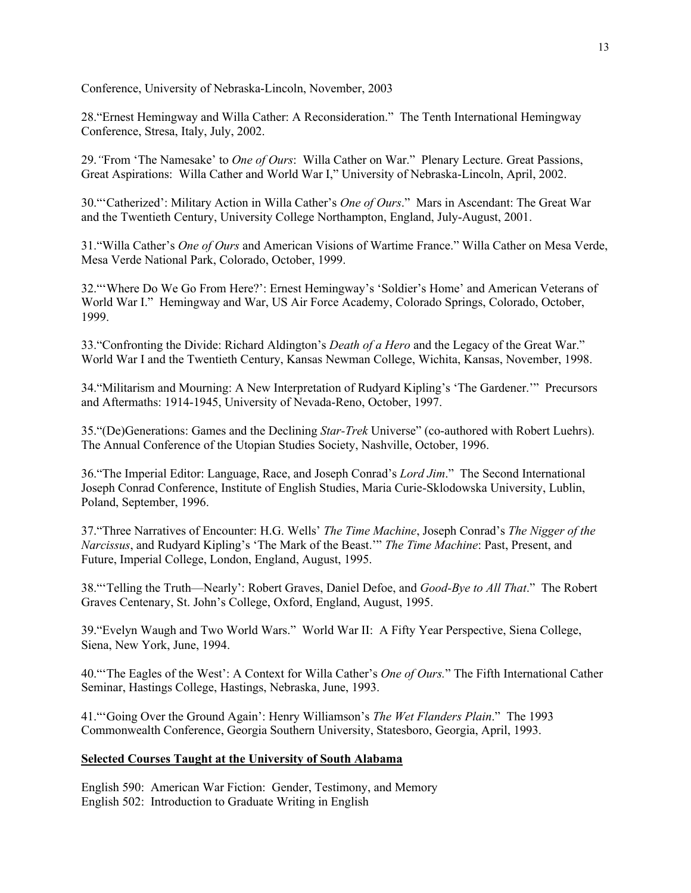Conference, University of Nebraska-Lincoln, November, 2003

28.“Ernest Hemingway and Willa Cather: A Reconsideration.” The Tenth International Hemingway Conference, Stresa, Italy, July, 2002.

29.“From ‘The Namesake’ to *One of Ours*: Willa Cather on War.” Plenary Lecture. Great Passions, Great Aspirations: Willa Cather and World War I,” University of Nebraska-Lincoln, April, 2002.

30.“‘Catherized’: Military Action in Willa Cather’s *One of Ours*.” Mars in Ascendant: The Great War and the Twentieth Century, University College Northampton, England, July-August, 2001.

31.“Willa Cather’s *One of Ours* and American Visions of Wartime France.” Willa Cather on Mesa Verde, Mesa Verde National Park, Colorado, October, 1999.

32.“‘Where Do We Go From Here?’: Ernest Hemingway’s ‘Soldier’s Home’ and American Veterans of World War I.” Hemingway and War, US Air Force Academy, Colorado Springs, Colorado, October, 1999.

33.“Confronting the Divide: Richard Aldington’s *Death of a Hero* and the Legacy of the Great War.” World War I and the Twentieth Century, Kansas Newman College, Wichita, Kansas, November, 1998.

34.“Militarism and Mourning: A New Interpretation of Rudyard Kipling’s ‘The Gardener.’” Precursors and Aftermaths: 1914-1945, University of Nevada-Reno, October, 1997.

35.“(De)Generations: Games and the Declining *Star-Trek* Universe” (co-authored with Robert Luehrs). The Annual Conference of the Utopian Studies Society, Nashville, October, 1996.

36.“The Imperial Editor: Language, Race, and Joseph Conrad’s *Lord Jim*.” The Second International Joseph Conrad Conference, Institute of English Studies, Maria Curie-Sklodowska University, Lublin, Poland, September, 1996.

37.“Three Narratives of Encounter: H.G. Wells’ *The Time Machine*, Joseph Conrad’s *The Nigger of the Narcissus*, and Rudyard Kipling’s ‘The Mark of the Beast.’” *The Time Machine*: Past, Present, and Future, Imperial College, London, England, August, 1995.

38.“‘Telling the Truth—Nearly’: Robert Graves, Daniel Defoe, and *Good-Bye to All That*.” The Robert Graves Centenary, St. John’s College, Oxford, England, August, 1995.

39.“Evelyn Waugh and Two World Wars.” World War II: A Fifty Year Perspective, Siena College, Siena, New York, June, 1994.

40.“‘The Eagles of the West’: A Context for Willa Cather’s *One of Ours.*” The Fifth International Cather Seminar, Hastings College, Hastings, Nebraska, June, 1993.

41.“‘Going Over the Ground Again’: Henry Williamson’s *The Wet Flanders Plain*.” The 1993 Commonwealth Conference, Georgia Southern University, Statesboro, Georgia, April, 1993.

**Selected Courses Taught at the University of South Alabama**

English 590: American War Fiction: Gender, Testimony, and Memory
English 502: Introduction to Graduate Writing in English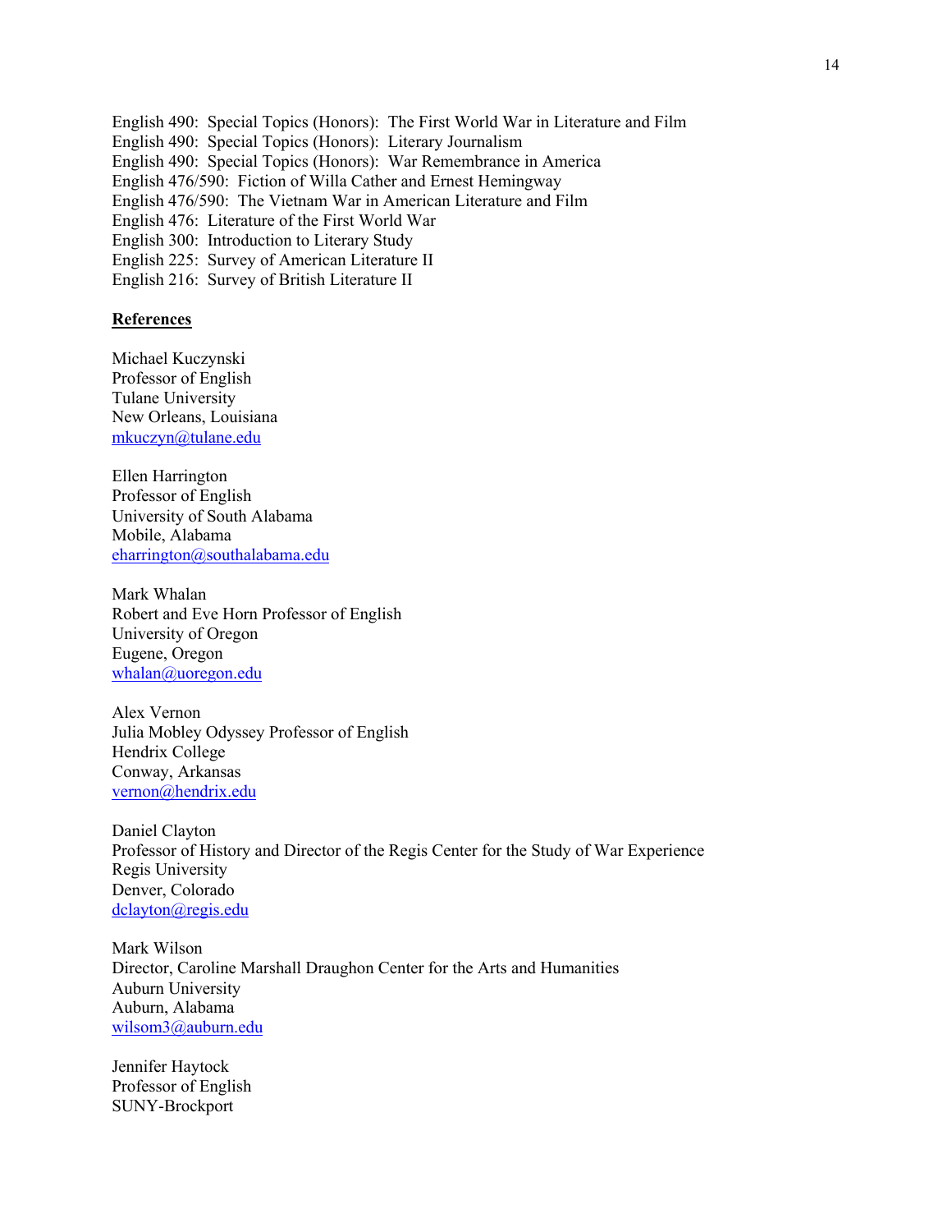English 490: Special Topics (Honors): The First World War in Literature and Film
English 490: Special Topics (Honors): Literary Journalism
English 490: Special Topics (Honors): War Remembrance in America
English 476/590: Fiction of Willa Cather and Ernest Hemingway
English 476/590: The Vietnam War in American Literature and Film
English 476: Literature of the First World War
English 300: Introduction to Literary Study
English 225: Survey of American Literature II
English 216: Survey of British Literature II

**References**

Michael Kuczynski
Professor of English
Tulane University
New Orleans, Louisiana
mkuczyn@tulane.edu

Ellen Harrington
Professor of English
University of South Alabama
Mobile, Alabama
eharrington@southalabama.edu

Mark Whalan
Robert and Eve Horn Professor of English
University of Oregon
Eugene, Oregon
whalan@uoregon.edu

Alex Vernon
Julia Mobley Odyssey Professor of English
Hendrix College
Conway, Arkansas
vernon@hendrix.edu

Daniel Clayton
Professor of History and Director of the Regis Center for the Study of War Experience
Regis University
Denver, Colorado
dclayton@regis.edu

Mark Wilson
Director, Caroline Marshall Draughon Center for the Arts and Humanities
Auburn University
Auburn, Alabama
wilsom3@auburn.edu

Jennifer Haytock
Professor of English
SUNY-Brockport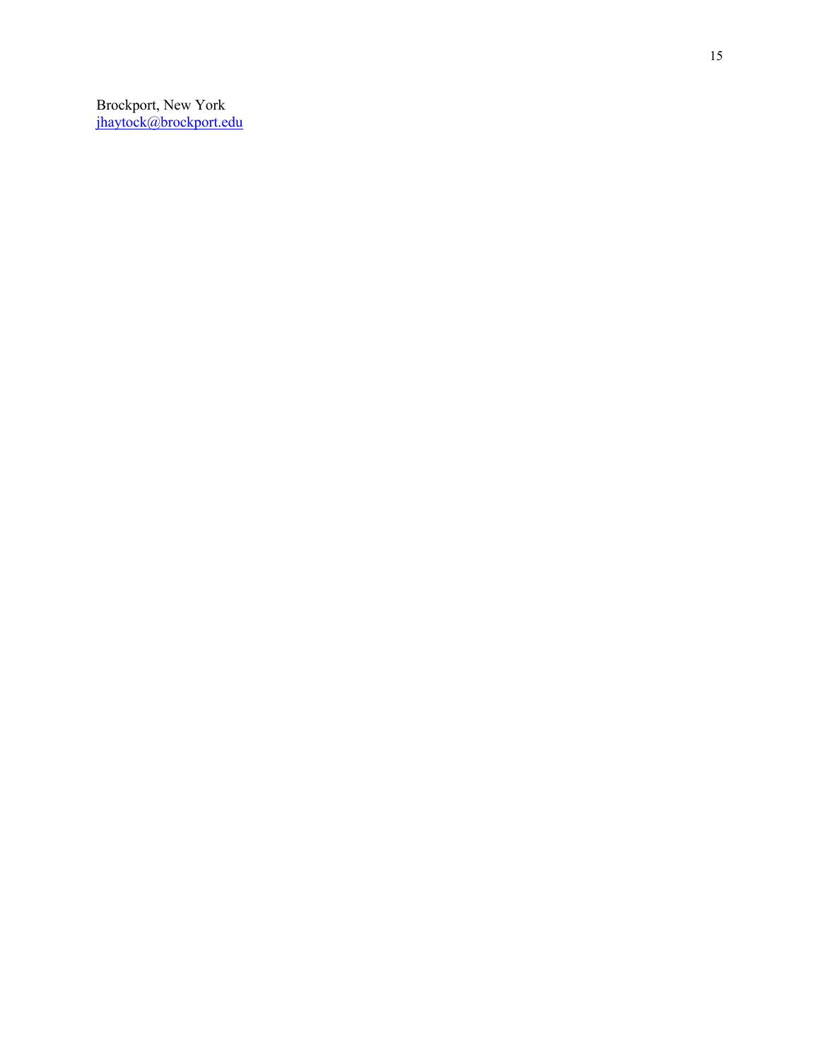Brockport, New York  
jhaytock@brockport.edu